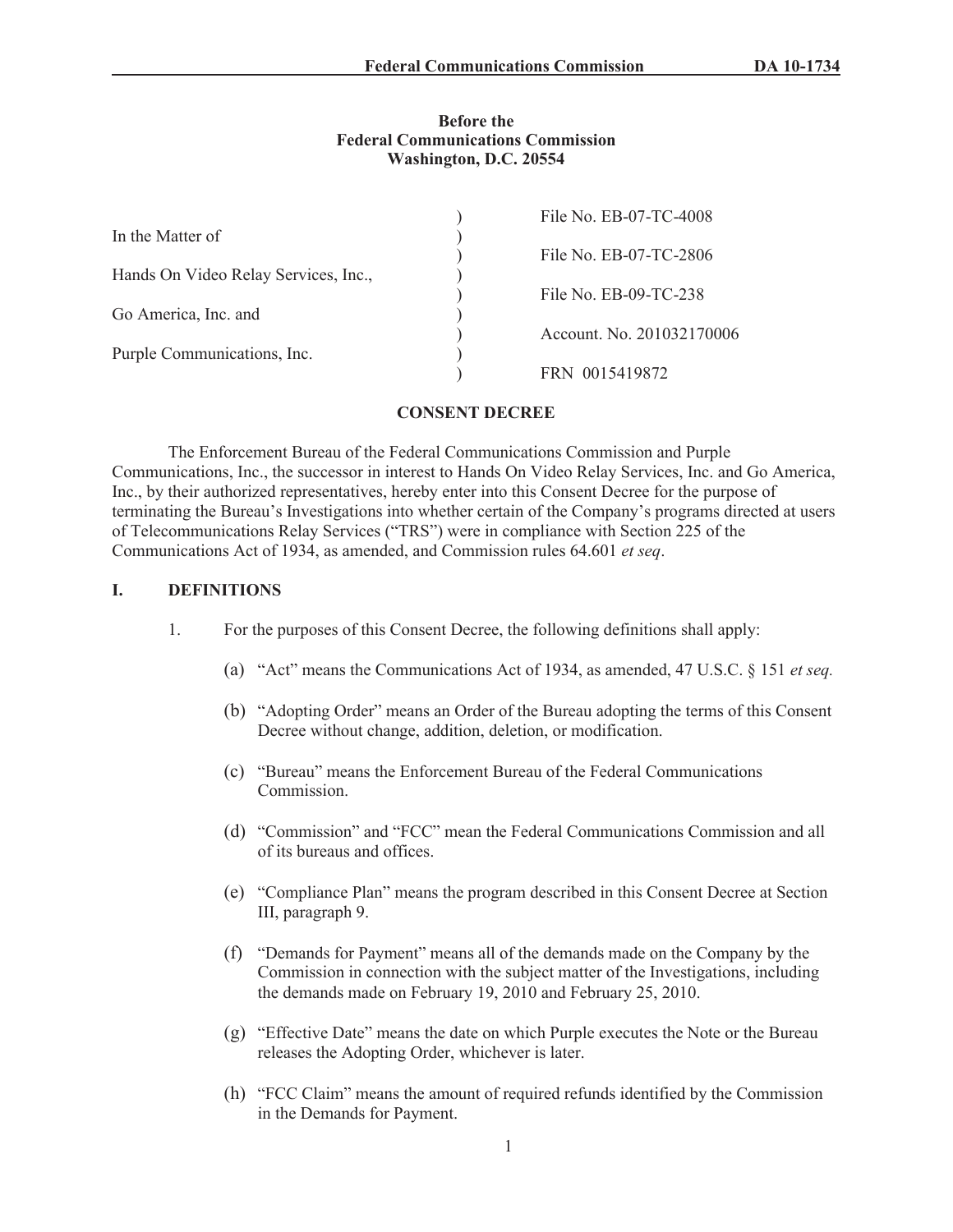**Before the**
**Federal Communications Commission**
**Washington, D.C. 20554**

| | | |
|---|---|---|
| In the Matter of | ) | File No. EB-07-TC-4008 |
| | ) | File No. EB-07-TC-2806 |
| Hands On Video Relay Services, Inc., | ) | File No. EB-09-TC-238 |
| Go America, Inc. and | ) | Account. No. 201032170006 |
| Purple Communications, Inc. | ) | FRN 0015419872 |

**CONSENT DECREE**

The Enforcement Bureau of the Federal Communications Commission and Purple Communications, Inc., the successor in interest to Hands On Video Relay Services, Inc. and Go America, Inc., by their authorized representatives, hereby enter into this Consent Decree for the purpose of terminating the Bureau's Investigations into whether certain of the Company's programs directed at users of Telecommunications Relay Services ("TRS") were in compliance with Section 225 of the Communications Act of 1934, as amended, and Commission rules 64.601 *et seq*.

## I. DEFINITIONS

1. For the purposes of this Consent Decree, the following definitions shall apply:

   (a) "Act" means the Communications Act of 1934, as amended, 47 U.S.C. § 151 *et seq.*

   (b) "Adopting Order" means an Order of the Bureau adopting the terms of this Consent Decree without change, addition, deletion, or modification.

   (c) "Bureau" means the Enforcement Bureau of the Federal Communications Commission.

   (d) "Commission" and "FCC" mean the Federal Communications Commission and all of its bureaus and offices.

   (e) "Compliance Plan" means the program described in this Consent Decree at Section III, paragraph 9.

   (f) "Demands for Payment" means all of the demands made on the Company by the Commission in connection with the subject matter of the Investigations, including the demands made on February 19, 2010 and February 25, 2010.

   (g) "Effective Date" means the date on which Purple executes the Note or the Bureau releases the Adopting Order, whichever is later.

   (h) "FCC Claim" means the amount of required refunds identified by the Commission in the Demands for Payment.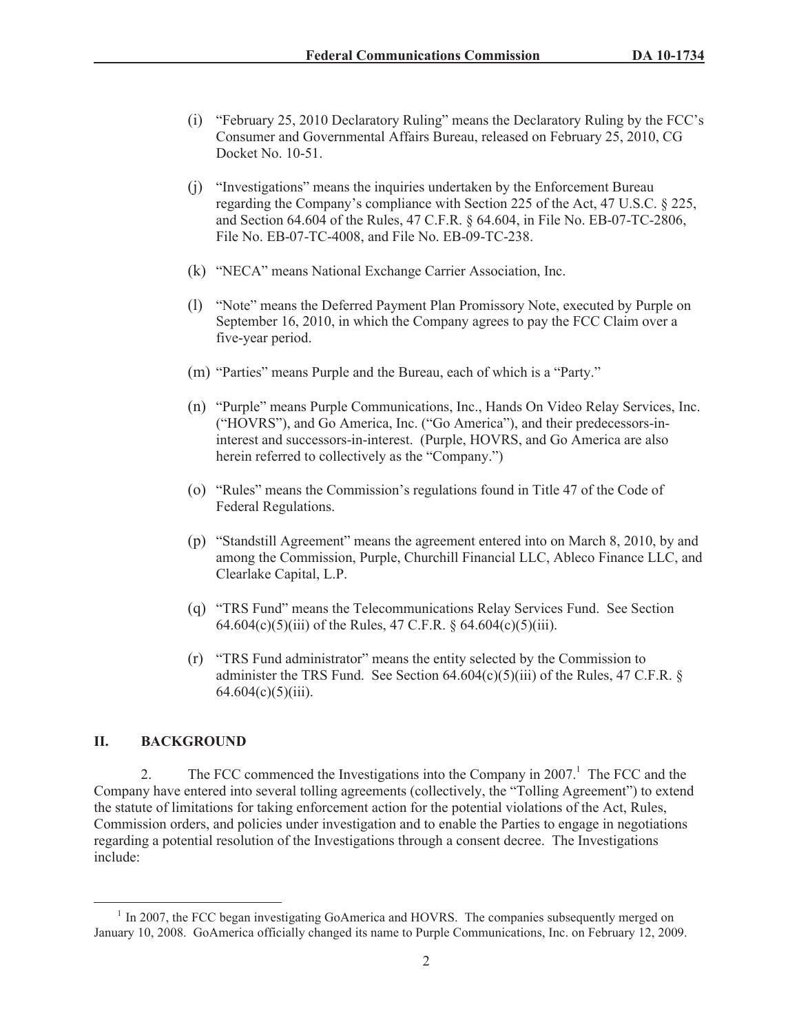(i) "February 25, 2010 Declaratory Ruling" means the Declaratory Ruling by the FCC's Consumer and Governmental Affairs Bureau, released on February 25, 2010, CG Docket No. 10-51.

(j) "Investigations" means the inquiries undertaken by the Enforcement Bureau regarding the Company's compliance with Section 225 of the Act, 47 U.S.C. § 225, and Section 64.604 of the Rules, 47 C.F.R. § 64.604, in File No. EB-07-TC-2806, File No. EB-07-TC-4008, and File No. EB-09-TC-238.

(k) "NECA" means National Exchange Carrier Association, Inc.

(l) "Note" means the Deferred Payment Plan Promissory Note, executed by Purple on September 16, 2010, in which the Company agrees to pay the FCC Claim over a five-year period.

(m) "Parties" means Purple and the Bureau, each of which is a "Party."

(n) "Purple" means Purple Communications, Inc., Hands On Video Relay Services, Inc. ("HOVRS"), and Go America, Inc. ("Go America"), and their predecessors-in-interest and successors-in-interest. (Purple, HOVRS, and Go America are also herein referred to collectively as the "Company.")

(o) "Rules" means the Commission's regulations found in Title 47 of the Code of Federal Regulations.

(p) "Standstill Agreement" means the agreement entered into on March 8, 2010, by and among the Commission, Purple, Churchill Financial LLC, Ableco Finance LLC, and Clearlake Capital, L.P.

(q) "TRS Fund" means the Telecommunications Relay Services Fund. See Section 64.604(c)(5)(iii) of the Rules, 47 C.F.R. § 64.604(c)(5)(iii).

(r) "TRS Fund administrator" means the entity selected by the Commission to administer the TRS Fund. See Section 64.604(c)(5)(iii) of the Rules, 47 C.F.R. § 64.604(c)(5)(iii).

## II. BACKGROUND

2. The FCC commenced the Investigations into the Company in 2007.[1] The FCC and the Company have entered into several tolling agreements (collectively, the "Tolling Agreement") to extend the statute of limitations for taking enforcement action for the potential violations of the Act, Rules, Commission orders, and policies under investigation and to enable the Parties to engage in negotiations regarding a potential resolution of the Investigations through a consent decree. The Investigations include:

[1] In 2007, the FCC began investigating GoAmerica and HOVRS. The companies subsequently merged on January 10, 2008. GoAmerica officially changed its name to Purple Communications, Inc. on February 12, 2009.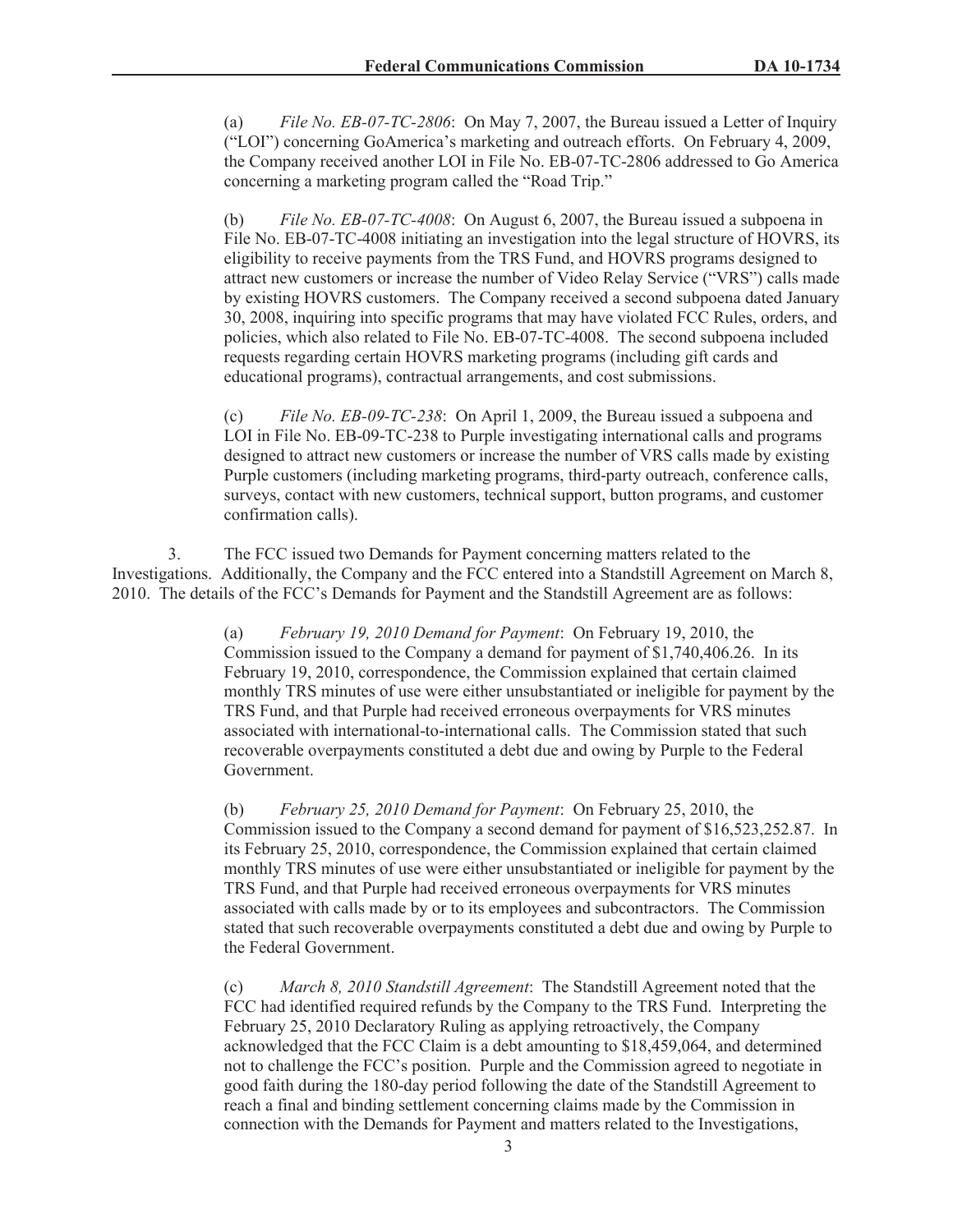(a) *File No. EB-07-TC-2806*: On May 7, 2007, the Bureau issued a Letter of Inquiry ("LOI") concerning GoAmerica's marketing and outreach efforts. On February 4, 2009, the Company received another LOI in File No. EB-07-TC-2806 addressed to Go America concerning a marketing program called the "Road Trip."

(b) *File No. EB-07-TC-4008*: On August 6, 2007, the Bureau issued a subpoena in File No. EB-07-TC-4008 initiating an investigation into the legal structure of HOVRS, its eligibility to receive payments from the TRS Fund, and HOVRS programs designed to attract new customers or increase the number of Video Relay Service ("VRS") calls made by existing HOVRS customers. The Company received a second subpoena dated January 30, 2008, inquiring into specific programs that may have violated FCC Rules, orders, and policies, which also related to File No. EB-07-TC-4008. The second subpoena included requests regarding certain HOVRS marketing programs (including gift cards and educational programs), contractual arrangements, and cost submissions.

(c) *File No. EB-09-TC-238*: On April 1, 2009, the Bureau issued a subpoena and LOI in File No. EB-09-TC-238 to Purple investigating international calls and programs designed to attract new customers or increase the number of VRS calls made by existing Purple customers (including marketing programs, third-party outreach, conference calls, surveys, contact with new customers, technical support, button programs, and customer confirmation calls).

3. The FCC issued two Demands for Payment concerning matters related to the Investigations. Additionally, the Company and the FCC entered into a Standstill Agreement on March 8, 2010. The details of the FCC's Demands for Payment and the Standstill Agreement are as follows:

(a) *February 19, 2010 Demand for Payment*: On February 19, 2010, the Commission issued to the Company a demand for payment of $1,740,406.26. In its February 19, 2010, correspondence, the Commission explained that certain claimed monthly TRS minutes of use were either unsubstantiated or ineligible for payment by the TRS Fund, and that Purple had received erroneous overpayments for VRS minutes associated with international-to-international calls. The Commission stated that such recoverable overpayments constituted a debt due and owing by Purple to the Federal Government.

(b) *February 25, 2010 Demand for Payment*: On February 25, 2010, the Commission issued to the Company a second demand for payment of $16,523,252.87. In its February 25, 2010, correspondence, the Commission explained that certain claimed monthly TRS minutes of use were either unsubstantiated or ineligible for payment by the TRS Fund, and that Purple had received erroneous overpayments for VRS minutes associated with calls made by or to its employees and subcontractors. The Commission stated that such recoverable overpayments constituted a debt due and owing by Purple to the Federal Government.

(c) *March 8, 2010 Standstill Agreement*: The Standstill Agreement noted that the FCC had identified required refunds by the Company to the TRS Fund. Interpreting the February 25, 2010 Declaratory Ruling as applying retroactively, the Company acknowledged that the FCC Claim is a debt amounting to $18,459,064, and determined not to challenge the FCC's position. Purple and the Commission agreed to negotiate in good faith during the 180-day period following the date of the Standstill Agreement to reach a final and binding settlement concerning claims made by the Commission in connection with the Demands for Payment and matters related to the Investigations,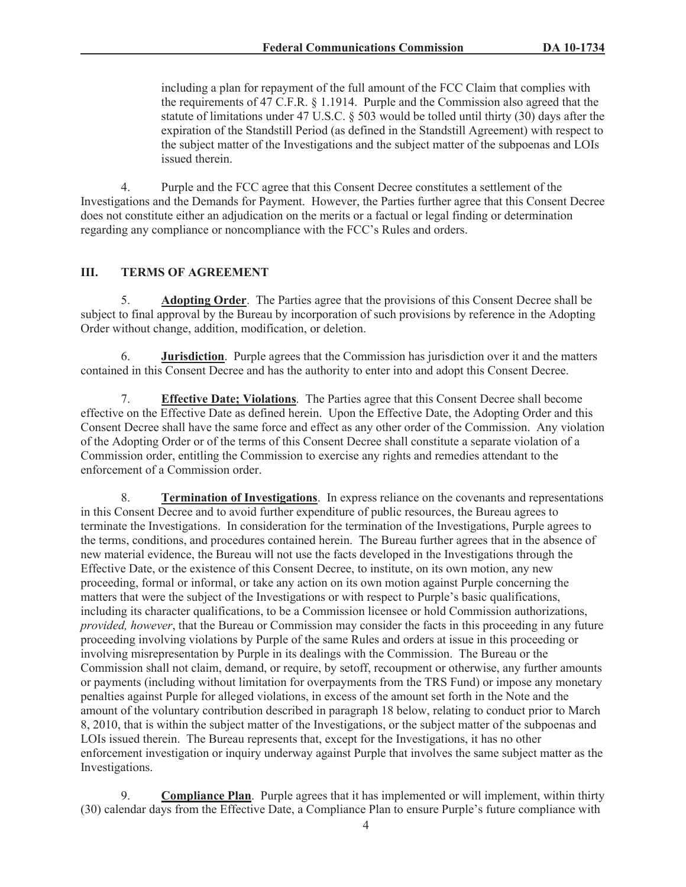including a plan for repayment of the full amount of the FCC Claim that complies with the requirements of 47 C.F.R. § 1.1914. Purple and the Commission also agreed that the statute of limitations under 47 U.S.C. § 503 would be tolled until thirty (30) days after the expiration of the Standstill Period (as defined in the Standstill Agreement) with respect to the subject matter of the Investigations and the subject matter of the subpoenas and LOIs issued therein.

4. Purple and the FCC agree that this Consent Decree constitutes a settlement of the Investigations and the Demands for Payment. However, the Parties further agree that this Consent Decree does not constitute either an adjudication on the merits or a factual or legal finding or determination regarding any compliance or noncompliance with the FCC's Rules and orders.

## III. TERMS OF AGREEMENT

5. **Adopting Order**. The Parties agree that the provisions of this Consent Decree shall be subject to final approval by the Bureau by incorporation of such provisions by reference in the Adopting Order without change, addition, modification, or deletion.

6. **Jurisdiction**. Purple agrees that the Commission has jurisdiction over it and the matters contained in this Consent Decree and has the authority to enter into and adopt this Consent Decree.

7. **Effective Date; Violations**. The Parties agree that this Consent Decree shall become effective on the Effective Date as defined herein. Upon the Effective Date, the Adopting Order and this Consent Decree shall have the same force and effect as any other order of the Commission. Any violation of the Adopting Order or of the terms of this Consent Decree shall constitute a separate violation of a Commission order, entitling the Commission to exercise any rights and remedies attendant to the enforcement of a Commission order.

8. **Termination of Investigations**. In express reliance on the covenants and representations in this Consent Decree and to avoid further expenditure of public resources, the Bureau agrees to terminate the Investigations. In consideration for the termination of the Investigations, Purple agrees to the terms, conditions, and procedures contained herein. The Bureau further agrees that in the absence of new material evidence, the Bureau will not use the facts developed in the Investigations through the Effective Date, or the existence of this Consent Decree, to institute, on its own motion, any new proceeding, formal or informal, or take any action on its own motion against Purple concerning the matters that were the subject of the Investigations or with respect to Purple's basic qualifications, including its character qualifications, to be a Commission licensee or hold Commission authorizations, *provided, however*, that the Bureau or Commission may consider the facts in this proceeding in any future proceeding involving violations by Purple of the same Rules and orders at issue in this proceeding or involving misrepresentation by Purple in its dealings with the Commission. The Bureau or the Commission shall not claim, demand, or require, by setoff, recoupment or otherwise, any further amounts or payments (including without limitation for overpayments from the TRS Fund) or impose any monetary penalties against Purple for alleged violations, in excess of the amount set forth in the Note and the amount of the voluntary contribution described in paragraph 18 below, relating to conduct prior to March 8, 2010, that is within the subject matter of the Investigations, or the subject matter of the subpoenas and LOIs issued therein. The Bureau represents that, except for the Investigations, it has no other enforcement investigation or inquiry underway against Purple that involves the same subject matter as the Investigations.

9. **Compliance Plan**. Purple agrees that it has implemented or will implement, within thirty (30) calendar days from the Effective Date, a Compliance Plan to ensure Purple's future compliance with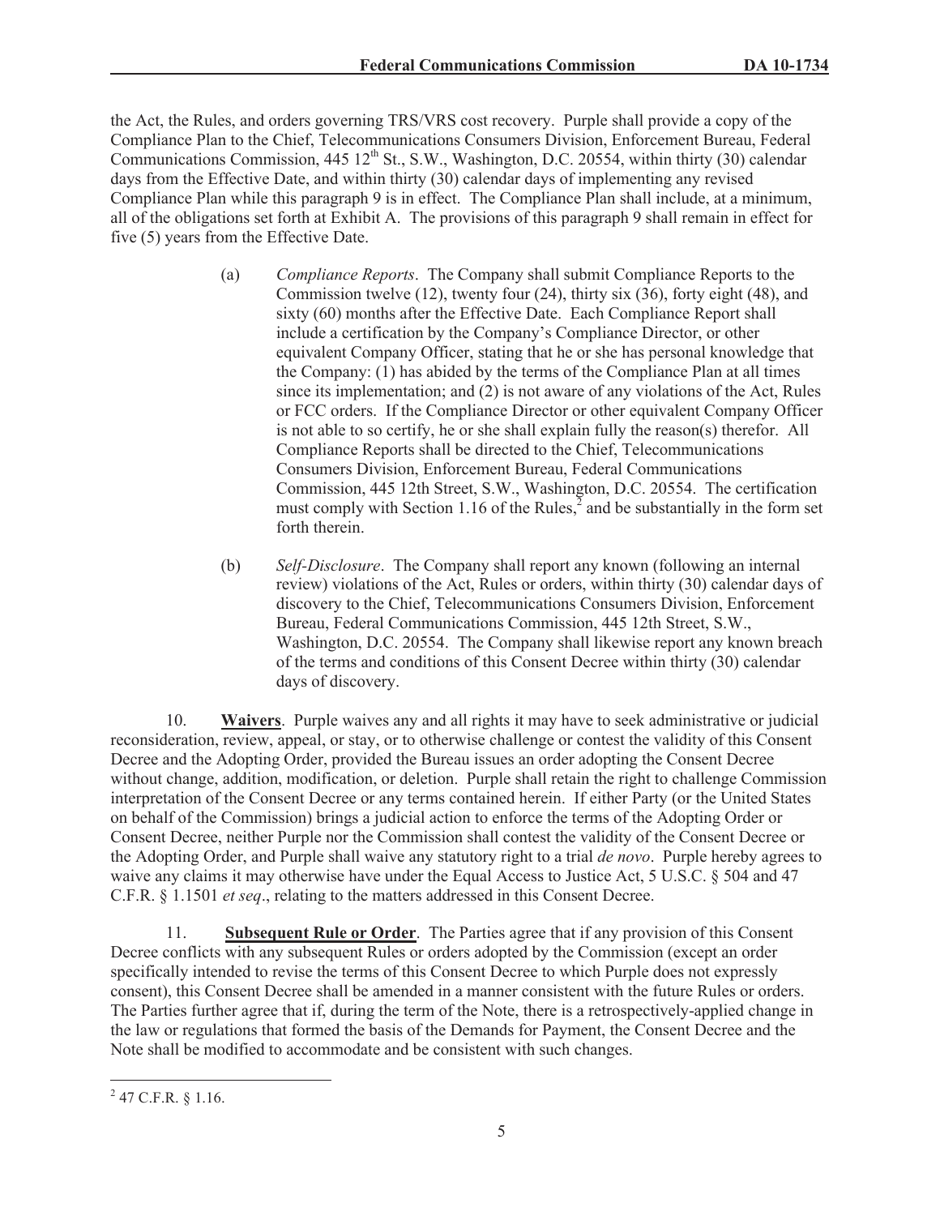the Act, the Rules, and orders governing TRS/VRS cost recovery. Purple shall provide a copy of the Compliance Plan to the Chief, Telecommunications Consumers Division, Enforcement Bureau, Federal Communications Commission, 445 12th St., S.W., Washington, D.C. 20554, within thirty (30) calendar days from the Effective Date, and within thirty (30) calendar days of implementing any revised Compliance Plan while this paragraph 9 is in effect. The Compliance Plan shall include, at a minimum, all of the obligations set forth at Exhibit A. The provisions of this paragraph 9 shall remain in effect for five (5) years from the Effective Date.

(a) *Compliance Reports*. The Company shall submit Compliance Reports to the Commission twelve (12), twenty four (24), thirty six (36), forty eight (48), and sixty (60) months after the Effective Date. Each Compliance Report shall include a certification by the Company's Compliance Director, or other equivalent Company Officer, stating that he or she has personal knowledge that the Company: (1) has abided by the terms of the Compliance Plan at all times since its implementation; and (2) is not aware of any violations of the Act, Rules or FCC orders. If the Compliance Director or other equivalent Company Officer is not able to so certify, he or she shall explain fully the reason(s) therefor. All Compliance Reports shall be directed to the Chief, Telecommunications Consumers Division, Enforcement Bureau, Federal Communications Commission, 445 12th Street, S.W., Washington, D.C. 20554. The certification must comply with Section 1.16 of the Rules,[2] and be substantially in the form set forth therein.

(b) *Self-Disclosure*. The Company shall report any known (following an internal review) violations of the Act, Rules or orders, within thirty (30) calendar days of discovery to the Chief, Telecommunications Consumers Division, Enforcement Bureau, Federal Communications Commission, 445 12th Street, S.W., Washington, D.C. 20554. The Company shall likewise report any known breach of the terms and conditions of this Consent Decree within thirty (30) calendar days of discovery.

10. **Waivers**. Purple waives any and all rights it may have to seek administrative or judicial reconsideration, review, appeal, or stay, or to otherwise challenge or contest the validity of this Consent Decree and the Adopting Order, provided the Bureau issues an order adopting the Consent Decree without change, addition, modification, or deletion. Purple shall retain the right to challenge Commission interpretation of the Consent Decree or any terms contained herein. If either Party (or the United States on behalf of the Commission) brings a judicial action to enforce the terms of the Adopting Order or Consent Decree, neither Purple nor the Commission shall contest the validity of the Consent Decree or the Adopting Order, and Purple shall waive any statutory right to a trial *de novo*. Purple hereby agrees to waive any claims it may otherwise have under the Equal Access to Justice Act, 5 U.S.C. § 504 and 47 C.F.R. § 1.1501 *et seq*., relating to the matters addressed in this Consent Decree.

11. **Subsequent Rule or Order**. The Parties agree that if any provision of this Consent Decree conflicts with any subsequent Rules or orders adopted by the Commission (except an order specifically intended to revise the terms of this Consent Decree to which Purple does not expressly consent), this Consent Decree shall be amended in a manner consistent with the future Rules or orders. The Parties further agree that if, during the term of the Note, there is a retrospectively-applied change in the law or regulations that formed the basis of the Demands for Payment, the Consent Decree and the Note shall be modified to accommodate and be consistent with such changes.

[2] 47 C.F.R. § 1.16.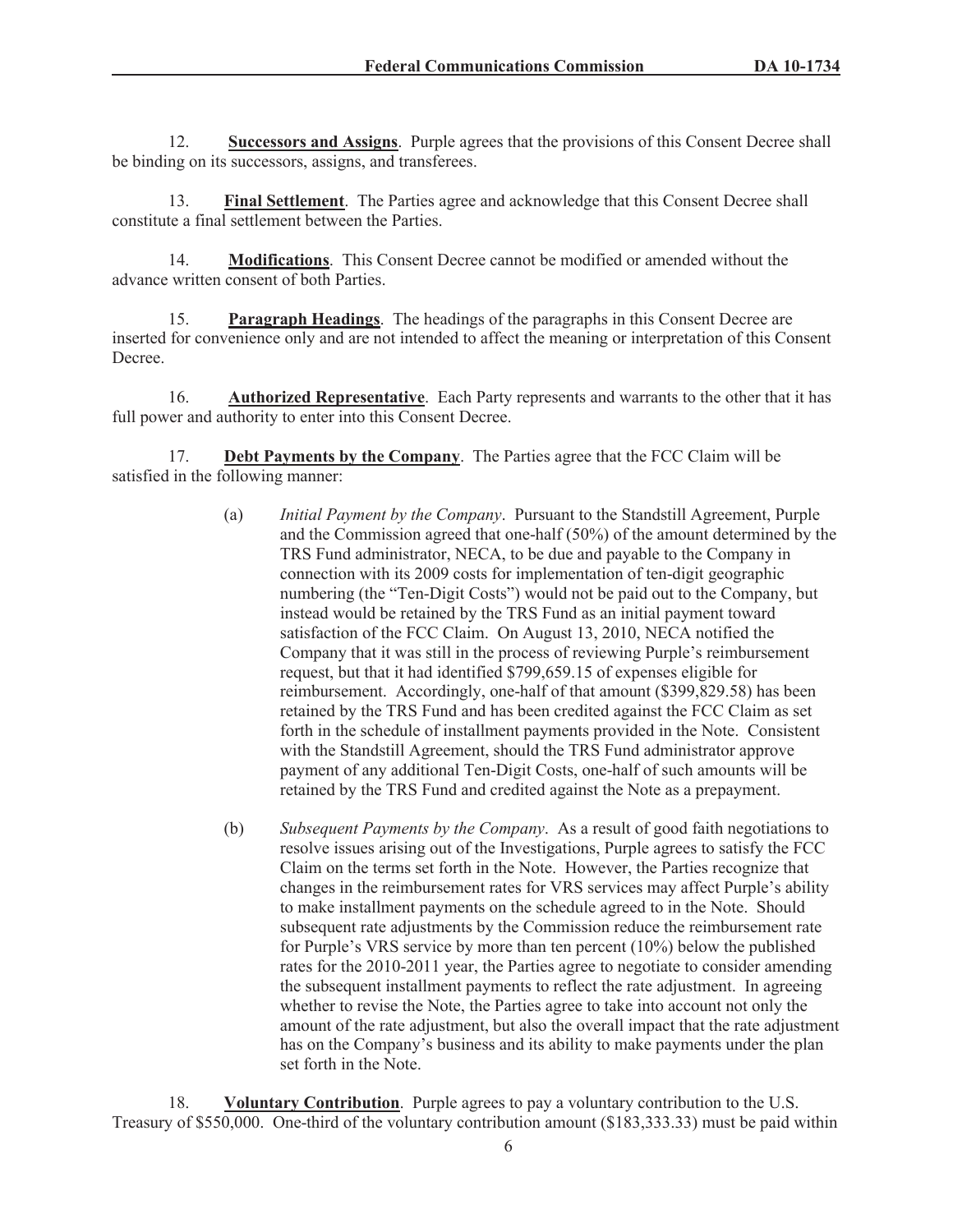12. **Successors and Assigns**. Purple agrees that the provisions of this Consent Decree shall be binding on its successors, assigns, and transferees.

13. **Final Settlement**. The Parties agree and acknowledge that this Consent Decree shall constitute a final settlement between the Parties.

14. **Modifications**. This Consent Decree cannot be modified or amended without the advance written consent of both Parties.

15. **Paragraph Headings**. The headings of the paragraphs in this Consent Decree are inserted for convenience only and are not intended to affect the meaning or interpretation of this Consent Decree.

16. **Authorized Representative**. Each Party represents and warrants to the other that it has full power and authority to enter into this Consent Decree.

17. **Debt Payments by the Company**. The Parties agree that the FCC Claim will be satisfied in the following manner:

(a) *Initial Payment by the Company*. Pursuant to the Standstill Agreement, Purple and the Commission agreed that one-half (50%) of the amount determined by the TRS Fund administrator, NECA, to be due and payable to the Company in connection with its 2009 costs for implementation of ten-digit geographic numbering (the "Ten-Digit Costs") would not be paid out to the Company, but instead would be retained by the TRS Fund as an initial payment toward satisfaction of the FCC Claim. On August 13, 2010, NECA notified the Company that it was still in the process of reviewing Purple's reimbursement request, but that it had identified $799,659.15 of expenses eligible for reimbursement. Accordingly, one-half of that amount ($399,829.58) has been retained by the TRS Fund and has been credited against the FCC Claim as set forth in the schedule of installment payments provided in the Note. Consistent with the Standstill Agreement, should the TRS Fund administrator approve payment of any additional Ten-Digit Costs, one-half of such amounts will be retained by the TRS Fund and credited against the Note as a prepayment.

(b) *Subsequent Payments by the Company*. As a result of good faith negotiations to resolve issues arising out of the Investigations, Purple agrees to satisfy the FCC Claim on the terms set forth in the Note. However, the Parties recognize that changes in the reimbursement rates for VRS services may affect Purple's ability to make installment payments on the schedule agreed to in the Note. Should subsequent rate adjustments by the Commission reduce the reimbursement rate for Purple's VRS service by more than ten percent (10%) below the published rates for the 2010-2011 year, the Parties agree to negotiate to consider amending the subsequent installment payments to reflect the rate adjustment. In agreeing whether to revise the Note, the Parties agree to take into account not only the amount of the rate adjustment, but also the overall impact that the rate adjustment has on the Company's business and its ability to make payments under the plan set forth in the Note.

18. **Voluntary Contribution**. Purple agrees to pay a voluntary contribution to the U.S. Treasury of $550,000. One-third of the voluntary contribution amount ($183,333.33) must be paid within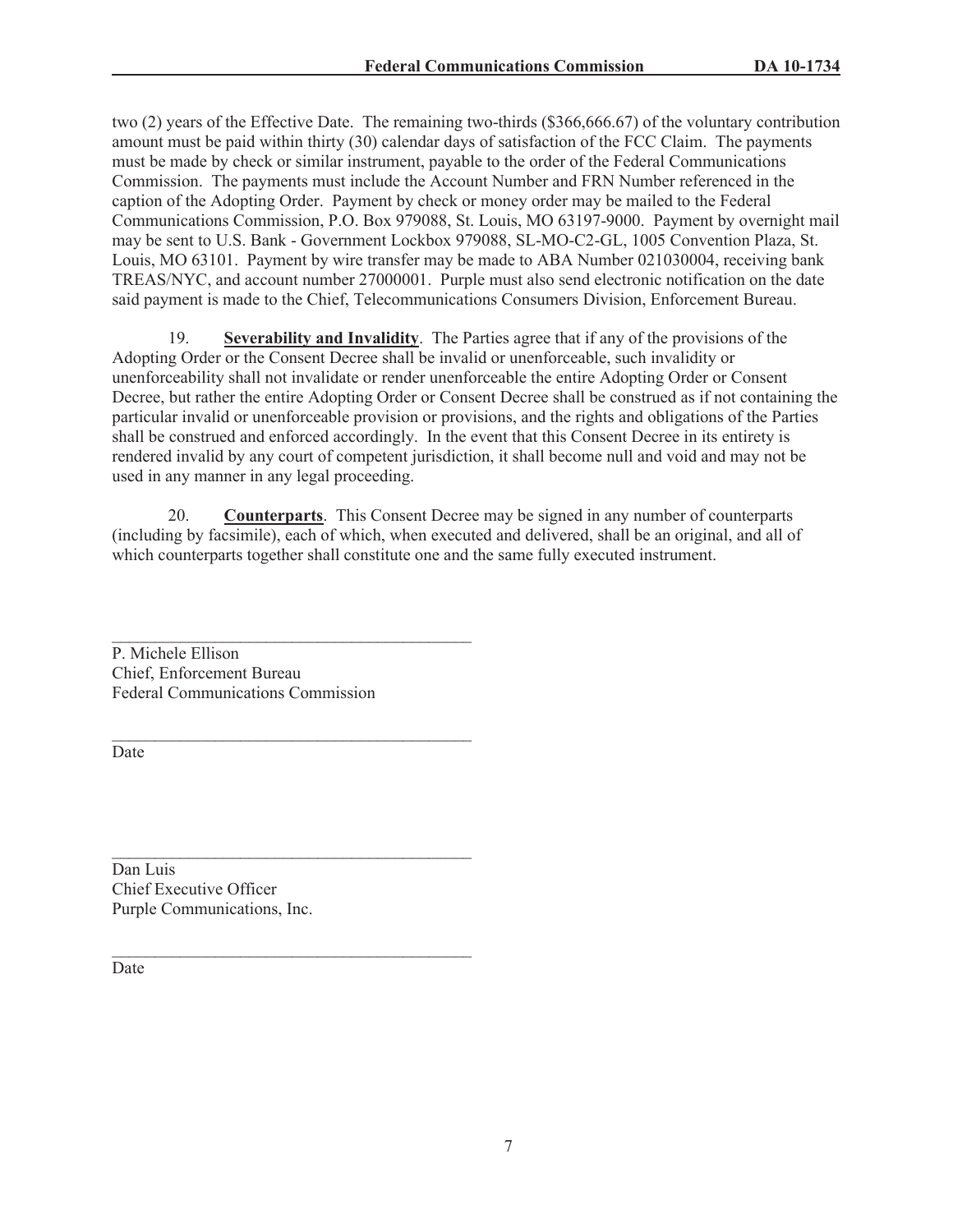two (2) years of the Effective Date. The remaining two-thirds ($366,666.67) of the voluntary contribution amount must be paid within thirty (30) calendar days of satisfaction of the FCC Claim. The payments must be made by check or similar instrument, payable to the order of the Federal Communications Commission. The payments must include the Account Number and FRN Number referenced in the caption of the Adopting Order. Payment by check or money order may be mailed to the Federal Communications Commission, P.O. Box 979088, St. Louis, MO 63197-9000. Payment by overnight mail may be sent to U.S. Bank - Government Lockbox 979088, SL-MO-C2-GL, 1005 Convention Plaza, St. Louis, MO 63101. Payment by wire transfer may be made to ABA Number 021030004, receiving bank TREAS/NYC, and account number 27000001. Purple must also send electronic notification on the date said payment is made to the Chief, Telecommunications Consumers Division, Enforcement Bureau.

19. **Severability and Invalidity**. The Parties agree that if any of the provisions of the Adopting Order or the Consent Decree shall be invalid or unenforceable, such invalidity or unenforceability shall not invalidate or render unenforceable the entire Adopting Order or Consent Decree, but rather the entire Adopting Order or Consent Decree shall be construed as if not containing the particular invalid or unenforceable provision or provisions, and the rights and obligations of the Parties shall be construed and enforced accordingly. In the event that this Consent Decree in its entirety is rendered invalid by any court of competent jurisdiction, it shall become null and void and may not be used in any manner in any legal proceeding.

20. **Counterparts**. This Consent Decree may be signed in any number of counterparts (including by facsimile), each of which, when executed and delivered, shall be an original, and all of which counterparts together shall constitute one and the same fully executed instrument.

\_\_\_\_\_\_\_\_\_\_\_\_\_\_\_\_\_\_\_\_\_\_\_\_\_\_\_\_\_\_\_\_\_\_\_\_\_\_\_\_\_\_

P. Michele Ellison
Chief, Enforcement Bureau
Federal Communications Commission

\_\_\_\_\_\_\_\_\_\_\_\_\_\_\_\_\_\_\_\_\_\_\_\_\_\_\_\_\_\_\_\_\_\_\_\_\_\_\_\_\_\_

Date

\_\_\_\_\_\_\_\_\_\_\_\_\_\_\_\_\_\_\_\_\_\_\_\_\_\_\_\_\_\_\_\_\_\_\_\_\_\_\_\_\_\_

Dan Luis
Chief Executive Officer
Purple Communications, Inc.

\_\_\_\_\_\_\_\_\_\_\_\_\_\_\_\_\_\_\_\_\_\_\_\_\_\_\_\_\_\_\_\_\_\_\_\_\_\_\_\_\_\_

Date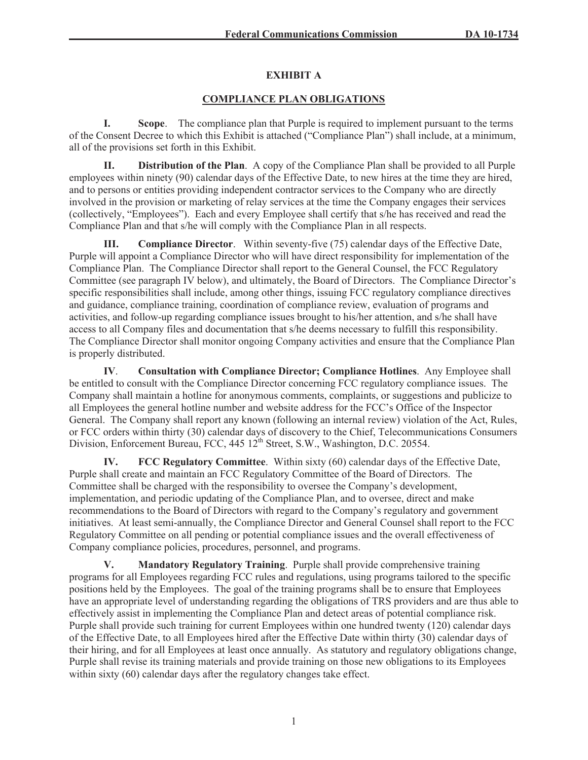## EXHIBIT A

## COMPLIANCE PLAN OBLIGATIONS

**I. Scope**. The compliance plan that Purple is required to implement pursuant to the terms of the Consent Decree to which this Exhibit is attached ("Compliance Plan") shall include, at a minimum, all of the provisions set forth in this Exhibit.

**II. Distribution of the Plan**. A copy of the Compliance Plan shall be provided to all Purple employees within ninety (90) calendar days of the Effective Date, to new hires at the time they are hired, and to persons or entities providing independent contractor services to the Company who are directly involved in the provision or marketing of relay services at the time the Company engages their services (collectively, "Employees"). Each and every Employee shall certify that s/he has received and read the Compliance Plan and that s/he will comply with the Compliance Plan in all respects.

**III. Compliance Director**. Within seventy-five (75) calendar days of the Effective Date, Purple will appoint a Compliance Director who will have direct responsibility for implementation of the Compliance Plan. The Compliance Director shall report to the General Counsel, the FCC Regulatory Committee (see paragraph IV below), and ultimately, the Board of Directors. The Compliance Director's specific responsibilities shall include, among other things, issuing FCC regulatory compliance directives and guidance, compliance training, coordination of compliance review, evaluation of programs and activities, and follow-up regarding compliance issues brought to his/her attention, and s/he shall have access to all Company files and documentation that s/he deems necessary to fulfill this responsibility. The Compliance Director shall monitor ongoing Company activities and ensure that the Compliance Plan is properly distributed.

**IV. Consultation with Compliance Director; Compliance Hotlines**. Any Employee shall be entitled to consult with the Compliance Director concerning FCC regulatory compliance issues. The Company shall maintain a hotline for anonymous comments, complaints, or suggestions and publicize to all Employees the general hotline number and website address for the FCC's Office of the Inspector General. The Company shall report any known (following an internal review) violation of the Act, Rules, or FCC orders within thirty (30) calendar days of discovery to the Chief, Telecommunications Consumers Division, Enforcement Bureau, FCC, 445 12th Street, S.W., Washington, D.C. 20554.

**IV. FCC Regulatory Committee**. Within sixty (60) calendar days of the Effective Date, Purple shall create and maintain an FCC Regulatory Committee of the Board of Directors. The Committee shall be charged with the responsibility to oversee the Company's development, implementation, and periodic updating of the Compliance Plan, and to oversee, direct and make recommendations to the Board of Directors with regard to the Company's regulatory and government initiatives. At least semi-annually, the Compliance Director and General Counsel shall report to the FCC Regulatory Committee on all pending or potential compliance issues and the overall effectiveness of Company compliance policies, procedures, personnel, and programs.

**V. Mandatory Regulatory Training**. Purple shall provide comprehensive training programs for all Employees regarding FCC rules and regulations, using programs tailored to the specific positions held by the Employees. The goal of the training programs shall be to ensure that Employees have an appropriate level of understanding regarding the obligations of TRS providers and are thus able to effectively assist in implementing the Compliance Plan and detect areas of potential compliance risk. Purple shall provide such training for current Employees within one hundred twenty (120) calendar days of the Effective Date, to all Employees hired after the Effective Date within thirty (30) calendar days of their hiring, and for all Employees at least once annually. As statutory and regulatory obligations change, Purple shall revise its training materials and provide training on those new obligations to its Employees within sixty (60) calendar days after the regulatory changes take effect.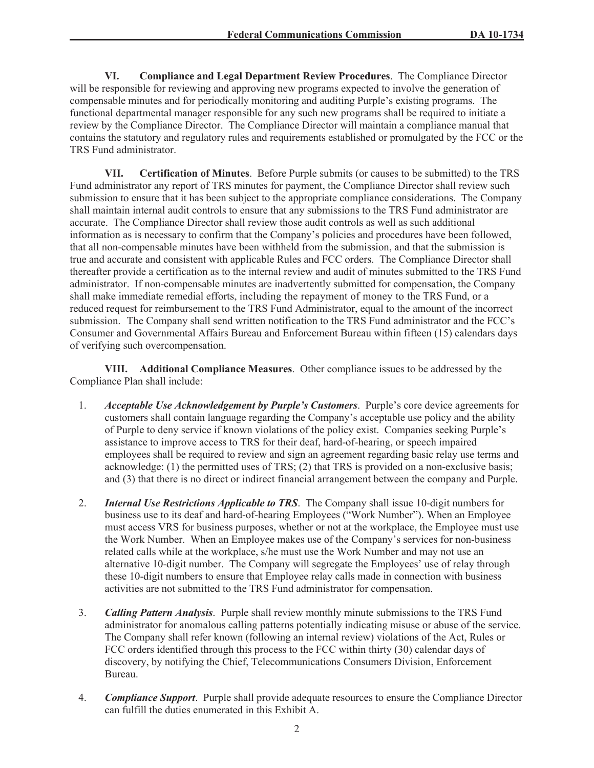**VI. Compliance and Legal Department Review Procedures**. The Compliance Director will be responsible for reviewing and approving new programs expected to involve the generation of compensable minutes and for periodically monitoring and auditing Purple's existing programs. The functional departmental manager responsible for any such new programs shall be required to initiate a review by the Compliance Director. The Compliance Director will maintain a compliance manual that contains the statutory and regulatory rules and requirements established or promulgated by the FCC or the TRS Fund administrator.

**VII. Certification of Minutes**. Before Purple submits (or causes to be submitted) to the TRS Fund administrator any report of TRS minutes for payment, the Compliance Director shall review such submission to ensure that it has been subject to the appropriate compliance considerations. The Company shall maintain internal audit controls to ensure that any submissions to the TRS Fund administrator are accurate. The Compliance Director shall review those audit controls as well as such additional information as is necessary to confirm that the Company's policies and procedures have been followed, that all non-compensable minutes have been withheld from the submission, and that the submission is true and accurate and consistent with applicable Rules and FCC orders. The Compliance Director shall thereafter provide a certification as to the internal review and audit of minutes submitted to the TRS Fund administrator. If non-compensable minutes are inadvertently submitted for compensation, the Company shall make immediate remedial efforts, including the repayment of money to the TRS Fund, or a reduced request for reimbursement to the TRS Fund Administrator, equal to the amount of the incorrect submission. The Company shall send written notification to the TRS Fund administrator and the FCC's Consumer and Governmental Affairs Bureau and Enforcement Bureau within fifteen (15) calendars days of verifying such overcompensation.

**VIII. Additional Compliance Measures**. Other compliance issues to be addressed by the Compliance Plan shall include:

1. ***Acceptable Use Acknowledgement by Purple's Customers***. Purple's core device agreements for customers shall contain language regarding the Company's acceptable use policy and the ability of Purple to deny service if known violations of the policy exist. Companies seeking Purple's assistance to improve access to TRS for their deaf, hard-of-hearing, or speech impaired employees shall be required to review and sign an agreement regarding basic relay use terms and acknowledge: (1) the permitted uses of TRS; (2) that TRS is provided on a non-exclusive basis; and (3) that there is no direct or indirect financial arrangement between the company and Purple.

2. ***Internal Use Restrictions Applicable to TRS***. The Company shall issue 10-digit numbers for business use to its deaf and hard-of-hearing Employees ("Work Number"). When an Employee must access VRS for business purposes, whether or not at the workplace, the Employee must use the Work Number. When an Employee makes use of the Company's services for non-business related calls while at the workplace, s/he must use the Work Number and may not use an alternative 10-digit number. The Company will segregate the Employees' use of relay through these 10-digit numbers to ensure that Employee relay calls made in connection with business activities are not submitted to the TRS Fund administrator for compensation.

3. ***Calling Pattern Analysis***. Purple shall review monthly minute submissions to the TRS Fund administrator for anomalous calling patterns potentially indicating misuse or abuse of the service. The Company shall refer known (following an internal review) violations of the Act, Rules or FCC orders identified through this process to the FCC within thirty (30) calendar days of discovery, by notifying the Chief, Telecommunications Consumers Division, Enforcement Bureau.

4. ***Compliance Support***. Purple shall provide adequate resources to ensure the Compliance Director can fulfill the duties enumerated in this Exhibit A.